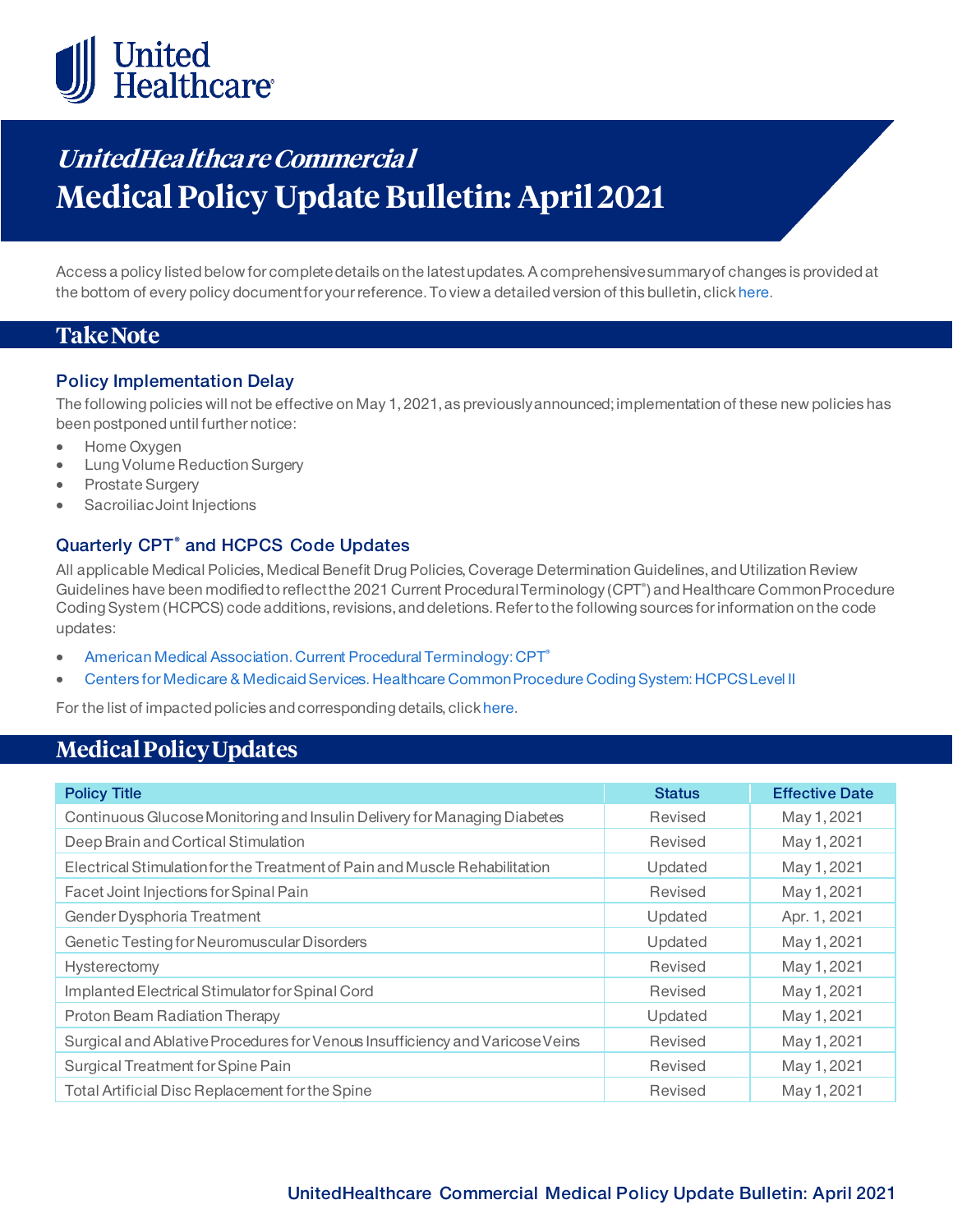UnitedHealthcare

# *UnitedHealthcare Commercial* Medical Policy Update Bulletin: April 2021

Access a policy listed below for complete details on the latest updates. A comprehensive summary of changes is provided at the bottom of every policy document for your reference. To view a detailed version of this bulletin, click here.

## Take Note

### Policy Implementation Delay

The following policies will not be effective on May 1, 2021, as previously announced; implementation of these new policies has been postponed until further notice:

- Home Oxygen
- Lung Volume Reduction Surgery
- Prostate Surgery
- Sacroiliac Joint Injections

### Quarterly CPT® and HCPCS Code Updates

All applicable Medical Policies, Medical Benefit Drug Policies, Coverage Determination Guidelines, and Utilization Review Guidelines have been modified to reflect the 2021 Current Procedural Terminology (CPT®) and Healthcare Common Procedure Coding System (HCPCS) code additions, revisions, and deletions. Refer to the following sources for information on the code updates:

- American Medical Association. Current Procedural Terminology: CPT®
- Centers for Medicare & Medicaid Services. Healthcare Common Procedure Coding System: HCPCS Level II

For the list of impacted policies and corresponding details, click here.

## Medical Policy Updates

| Policy Title | Status | Effective Date |
|---|---|---|
| Continuous Glucose Monitoring and Insulin Delivery for Managing Diabetes | Revised | May 1, 2021 |
| Deep Brain and Cortical Stimulation | Revised | May 1, 2021 |
| Electrical Stimulation for the Treatment of Pain and Muscle Rehabilitation | Updated | May 1, 2021 |
| Facet Joint Injections for Spinal Pain | Revised | May 1, 2021 |
| Gender Dysphoria Treatment | Updated | Apr. 1, 2021 |
| Genetic Testing for Neuromuscular Disorders | Updated | May 1, 2021 |
| Hysterectomy | Revised | May 1, 2021 |
| Implanted Electrical Stimulator for Spinal Cord | Revised | May 1, 2021 |
| Proton Beam Radiation Therapy | Updated | May 1, 2021 |
| Surgical and Ablative Procedures for Venous Insufficiency and Varicose Veins | Revised | May 1, 2021 |
| Surgical Treatment for Spine Pain | Revised | May 1, 2021 |
| Total Artificial Disc Replacement for the Spine | Revised | May 1, 2021 |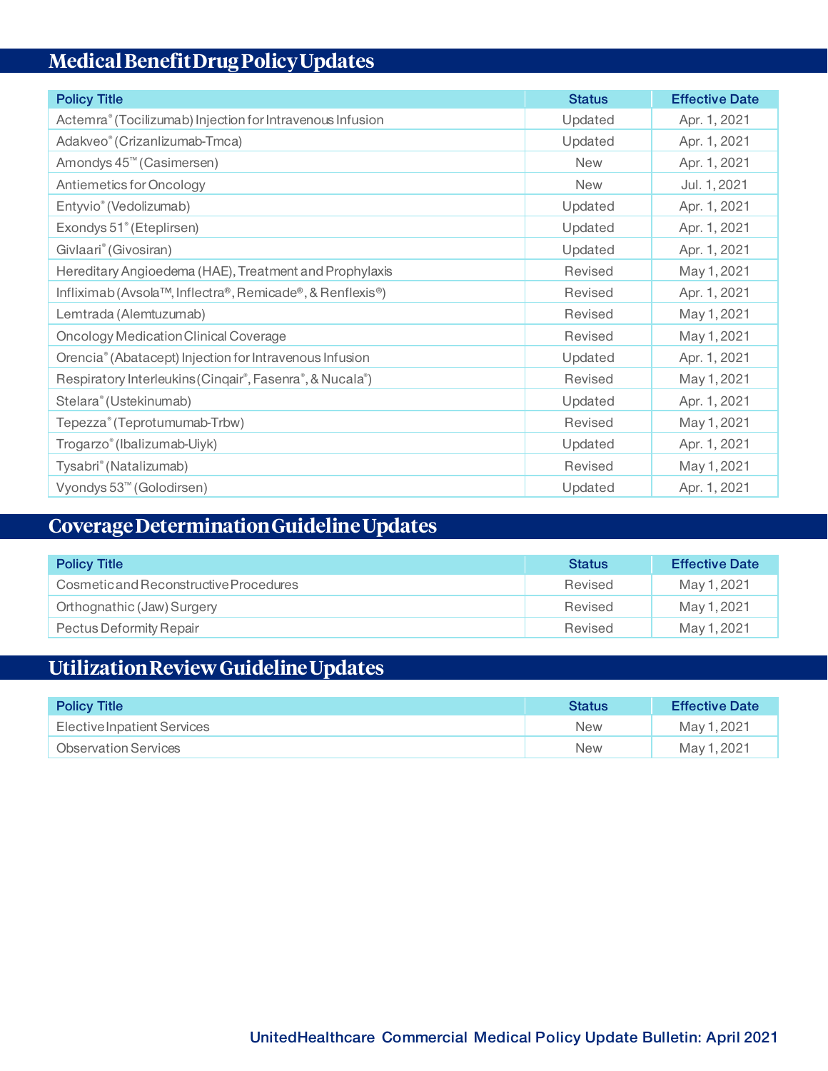## Medical Benefit Drug Policy Updates

| Policy Title | Status | Effective Date |
|---|---|---|
| Actemra® (Tocilizumab) Injection for Intravenous Infusion | Updated | Apr. 1, 2021 |
| Adakveo® (Crizanlizumab-Tmca) | Updated | Apr. 1, 2021 |
| Amondys 45™ (Casimersen) | New | Apr. 1, 2021 |
| Antiemetics for Oncology | New | Jul. 1, 2021 |
| Entyvio® (Vedolizumab) | Updated | Apr. 1, 2021 |
| Exondys 51® (Eteplirsen) | Updated | Apr. 1, 2021 |
| Givlaari® (Givosiran) | Updated | Apr. 1, 2021 |
| Hereditary Angioedema (HAE), Treatment and Prophylaxis | Revised | May 1, 2021 |
| Infliximab (Avsola™, Inflectra®, Remicade®, & Renflexis®) | Revised | Apr. 1, 2021 |
| Lemtrada (Alemtuzumab) | Revised | May 1, 2021 |
| Oncology Medication Clinical Coverage | Revised | May 1, 2021 |
| Orencia® (Abatacept) Injection for Intravenous Infusion | Updated | Apr. 1, 2021 |
| Respiratory Interleukins (Cinqair®, Fasenra®, & Nucala®) | Revised | May 1, 2021 |
| Stelara® (Ustekinumab) | Updated | Apr. 1, 2021 |
| Tepezza® (Teprotumumab-Trbw) | Revised | May 1, 2021 |
| Trogarzo® (Ibalizumab-Uiyk) | Updated | Apr. 1, 2021 |
| Tysabri® (Natalizumab) | Revised | May 1, 2021 |
| Vyondys 53™ (Golodirsen) | Updated | Apr. 1, 2021 |

## Coverage Determination Guideline Updates

| Policy Title | Status | Effective Date |
|---|---|---|
| Cosmetic and Reconstructive Procedures | Revised | May 1, 2021 |
| Orthognathic (Jaw) Surgery | Revised | May 1, 2021 |
| Pectus Deformity Repair | Revised | May 1, 2021 |

## Utilization Review Guideline Updates

| Policy Title | Status | Effective Date |
|---|---|---|
| Elective Inpatient Services | New | May 1, 2021 |
| Observation Services | New | May 1, 2021 |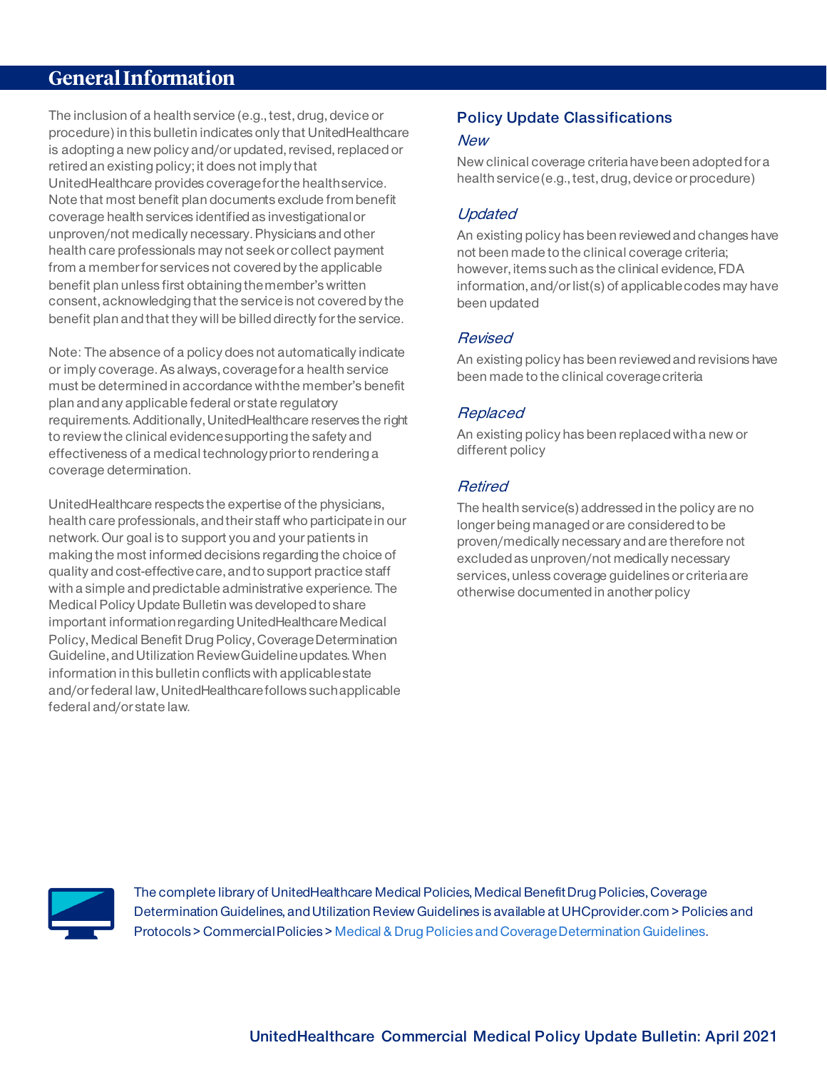## General Information

The inclusion of a health service (e.g., test, drug, device or procedure) in this bulletin indicates only that UnitedHealthcare is adopting a new policy and/or updated, revised, replaced or retired an existing policy; it does not imply that UnitedHealthcare provides coverage for the health service. Note that most benefit plan documents exclude from benefit coverage health services identified as investigational or unproven/not medically necessary. Physicians and other health care professionals may not seek or collect payment from a member for services not covered by the applicable benefit plan unless first obtaining the member's written consent, acknowledging that the service is not covered by the benefit plan and that they will be billed directly for the service.

Note: The absence of a policy does not automatically indicate or imply coverage. As always, coverage for a health service must be determined in accordance with the member's benefit plan and any applicable federal or state regulatory requirements. Additionally, UnitedHealthcare reserves the right to review the clinical evidence supporting the safety and effectiveness of a medical technology prior to rendering a coverage determination.

UnitedHealthcare respects the expertise of the physicians, health care professionals, and their staff who participate in our network. Our goal is to support you and your patients in making the most informed decisions regarding the choice of quality and cost-effective care, and to support practice staff with a simple and predictable administrative experience. The Medical Policy Update Bulletin was developed to share important information regarding UnitedHealthcare Medical Policy, Medical Benefit Drug Policy, Coverage Determination Guideline, and Utilization Review Guideline updates. When information in this bulletin conflicts with applicable state and/or federal law, UnitedHealthcare follows such applicable federal and/or state law.

### Policy Update Classifications

*New*

New clinical coverage criteria have been adopted for a health service (e.g., test, drug, device or procedure)

*Updated*

An existing policy has been reviewed and changes have not been made to the clinical coverage criteria; however, items such as the clinical evidence, FDA information, and/or list(s) of applicable codes may have been updated

*Revised*

An existing policy has been reviewed and revisions have been made to the clinical coverage criteria

*Replaced*

An existing policy has been replaced with a new or different policy

*Retired*

The health service(s) addressed in the policy are no longer being managed or are considered to be proven/medically necessary and are therefore not excluded as unproven/not medically necessary services, unless coverage guidelines or criteria are otherwise documented in another policy

The complete library of UnitedHealthcare Medical Policies, Medical Benefit Drug Policies, Coverage Determination Guidelines, and Utilization Review Guidelines is available at UHCprovider.com > Policies and Protocols > Commercial Policies > Medical & Drug Policies and Coverage Determination Guidelines.